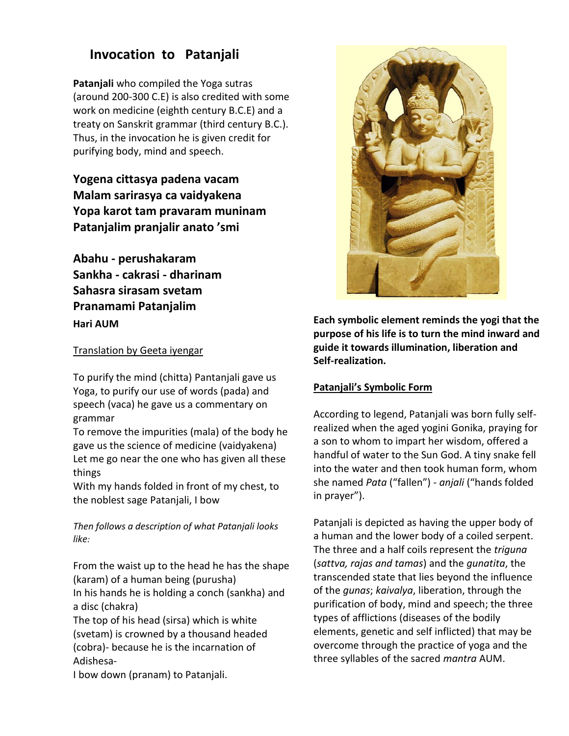# Invocation to Patanjali

**Patanjali** who compiled the Yoga sutras (around 200-300 C.E) is also credited with some work on medicine (eighth century B.C.E) and a treaty on Sanskrit grammar (third century B.C.). Thus, in the invocation he is given credit for purifying body, mind and speech.

**Yogena cittasya padena vacam**
**Malam sarirasya ca vaidyakena**
**Yopa karot tam pravaram muninam**
**Patanjalim pranjalir anato 'smi**

**Abahu - perushakaram**
**Sankha - cakrasi - dharinam**
**Sahasra sirasam svetam**
**Pranamami Patanjalim**
**Hari AUM**

Translation by Geeta iyengar

To purify the mind (chitta) Pantanjali gave us Yoga, to purify our use of words (pada) and speech (vaca) he gave us a commentary on grammar
To remove the impurities (mala) of the body he gave us the science of medicine (vaidyakena)
Let me go near the one who has given all these things
With my hands folded in front of my chest, to the noblest sage Patanjali, I bow

*Then follows a description of what Patanjali looks like:*

From the waist up to the head he has the shape (karam) of a human being (purusha)
In his hands he is holding a conch (sankha) and a disc (chakra)
The top of his head (sirsa) which is white (svetam) is crowned by a thousand headed (cobra)- because he is the incarnation of Adishesa-
I bow down (pranam) to Patanjali.

**Each symbolic element reminds the yogi that the purpose of his life is to turn the mind inward and guide it towards illumination, liberation and Self-realization.**

## Patanjali's Symbolic Form

According to legend, Patanjali was born fully self-realized when the aged yogini Gonika, praying for a son to whom to impart her wisdom, offered a handful of water to the Sun God. A tiny snake fell into the water and then took human form, whom she named *Pata* ("fallen") - *anjali* ("hands folded in prayer").

Patanjali is depicted as having the upper body of a human and the lower body of a coiled serpent. The three and a half coils represent the *triguna* (*sattva, rajas and tamas*) and the *gunatita*, the transcended state that lies beyond the influence of the *gunas*; *kaivalya*, liberation, through the purification of body, mind and speech; the three types of afflictions (diseases of the bodily elements, genetic and self inflicted) that may be overcome through the practice of yoga and the three syllables of the sacred *mantra* AUM.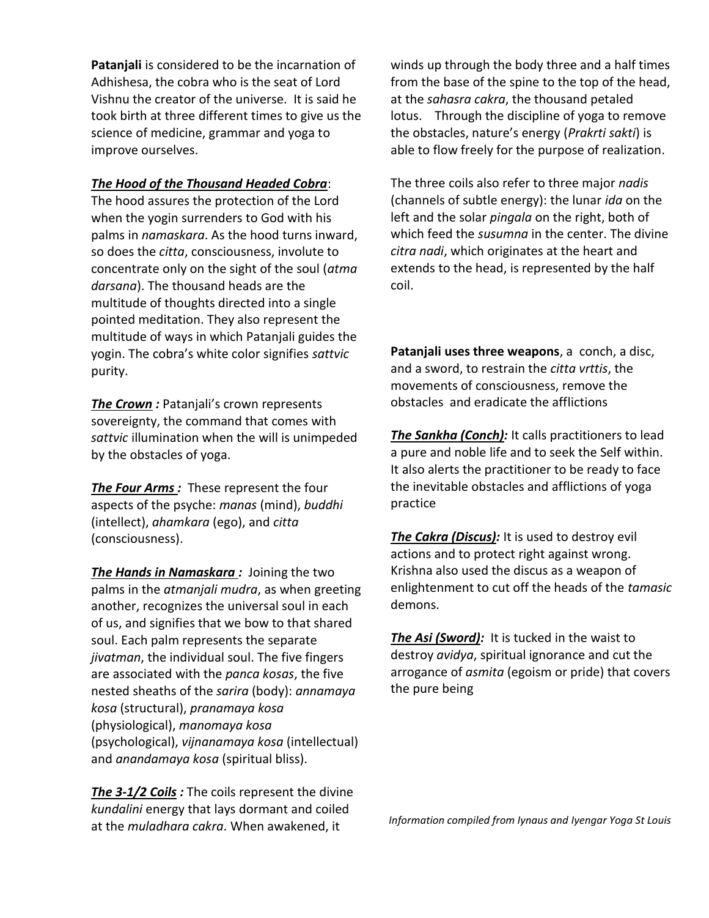**Patanjali** is considered to be the incarnation of Adhishesa, the cobra who is the seat of Lord Vishnu the creator of the universe. It is said he took birth at three different times to give us the science of medicine, grammar and yoga to improve ourselves.

***The Hood of the Thousand Headed Cobra***: The hood assures the protection of the Lord when the yogin surrenders to God with his palms in *namaskara*. As the hood turns inward, so does the *citta*, consciousness, involute to concentrate only on the sight of the soul (*atma darsana*). The thousand heads are the multitude of thoughts directed into a single pointed meditation. They also represent the multitude of ways in which Patanjali guides the yogin. The cobra's white color signifies *sattvic* purity.

***The Crown :*** Patanjali's crown represents sovereignty, the command that comes with *sattvic* illumination when the will is unimpeded by the obstacles of yoga.

***The Four Arms :*** These represent the four aspects of the psyche: *manas* (mind), *buddhi* (intellect), *ahamkara* (ego), and *citta* (consciousness).

***The Hands in Namaskara :*** Joining the two palms in the *atmanjali mudra*, as when greeting another, recognizes the universal soul in each of us, and signifies that we bow to that shared soul. Each palm represents the separate *jivatman*, the individual soul. The five fingers are associated with the *panca kosas*, the five nested sheaths of the *sarira* (body): *annamaya kosa* (structural), *pranamaya kosa* (physiological), *manomaya kosa* (psychological), *vijnanamaya kosa* (intellectual) and *anandamaya kosa* (spiritual bliss).

***The 3-1/2 Coils :*** The coils represent the divine *kundalini* energy that lays dormant and coiled at the *muladhara cakra*. When awakened, it winds up through the body three and a half times from the base of the spine to the top of the head, at the *sahasra cakra*, the thousand petaled lotus. Through the discipline of yoga to remove the obstacles, nature's energy (*Prakrti sakti*) is able to flow freely for the purpose of realization.

The three coils also refer to three major *nadis* (channels of subtle energy): the lunar *ida* on the left and the solar *pingala* on the right, both of which feed the *susumna* in the center. The divine *citra nadi*, which originates at the heart and extends to the head, is represented by the half coil.

**Patanjali uses three weapons**, a conch, a disc, and a sword, to restrain the *citta vrttis*, the movements of consciousness, remove the obstacles and eradicate the afflictions

***The Sankha (Conch):*** It calls practitioners to lead a pure and noble life and to seek the Self within. It also alerts the practitioner to be ready to face the inevitable obstacles and afflictions of yoga practice

***The Cakra (Discus):*** It is used to destroy evil actions and to protect right against wrong. Krishna also used the discus as a weapon of enlightenment to cut off the heads of the *tamasic* demons.

***The Asi (Sword):*** It is tucked in the waist to destroy *avidya*, spiritual ignorance and cut the arrogance of *asmita* (egoism or pride) that covers the pure being

*Information compiled from Iynaus and Iyengar Yoga St Louis*